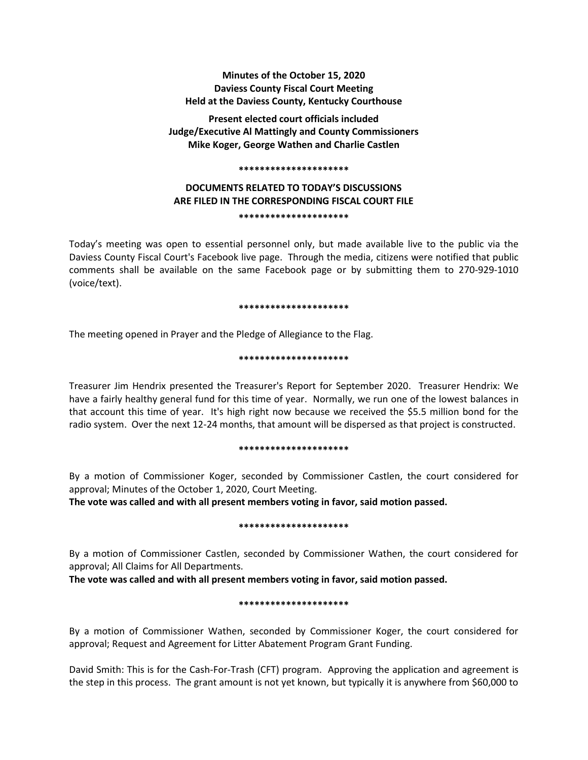**Minutes of the October 15, 2020**
**Daviess County Fiscal Court Meeting**
**Held at the Daviess County, Kentucky Courthouse**

**Present elected court officials included**
**Judge/Executive Al Mattingly and County Commissioners**
**Mike Koger, George Wathen and Charlie Castlen**

**\*\*\*\*\*\*\*\*\*\*\*\*\*\*\*\*\*\*\*\*\***

**DOCUMENTS RELATED TO TODAY'S DISCUSSIONS**
**ARE FILED IN THE CORRESPONDING FISCAL COURT FILE**

**\*\*\*\*\*\*\*\*\*\*\*\*\*\*\*\*\*\*\*\*\***

Today's meeting was open to essential personnel only, but made available live to the public via the Daviess County Fiscal Court's Facebook live page. Through the media, citizens were notified that public comments shall be available on the same Facebook page or by submitting them to 270-929-1010 (voice/text).

**\*\*\*\*\*\*\*\*\*\*\*\*\*\*\*\*\*\*\*\*\***

The meeting opened in Prayer and the Pledge of Allegiance to the Flag.

**\*\*\*\*\*\*\*\*\*\*\*\*\*\*\*\*\*\*\*\*\***

Treasurer Jim Hendrix presented the Treasurer's Report for September 2020. Treasurer Hendrix: We have a fairly healthy general fund for this time of year. Normally, we run one of the lowest balances in that account this time of year. It's high right now because we received the $5.5 million bond for the radio system. Over the next 12-24 months, that amount will be dispersed as that project is constructed.

**\*\*\*\*\*\*\*\*\*\*\*\*\*\*\*\*\*\*\*\*\***

By a motion of Commissioner Koger, seconded by Commissioner Castlen, the court considered for approval; Minutes of the October 1, 2020, Court Meeting.
**The vote was called and with all present members voting in favor, said motion passed.**

**\*\*\*\*\*\*\*\*\*\*\*\*\*\*\*\*\*\*\*\*\***

By a motion of Commissioner Castlen, seconded by Commissioner Wathen, the court considered for approval; All Claims for All Departments.
**The vote was called and with all present members voting in favor, said motion passed.**

**\*\*\*\*\*\*\*\*\*\*\*\*\*\*\*\*\*\*\*\*\***

By a motion of Commissioner Wathen, seconded by Commissioner Koger, the court considered for approval; Request and Agreement for Litter Abatement Program Grant Funding.

David Smith: This is for the Cash-For-Trash (CFT) program. Approving the application and agreement is the step in this process. The grant amount is not yet known, but typically it is anywhere from $60,000 to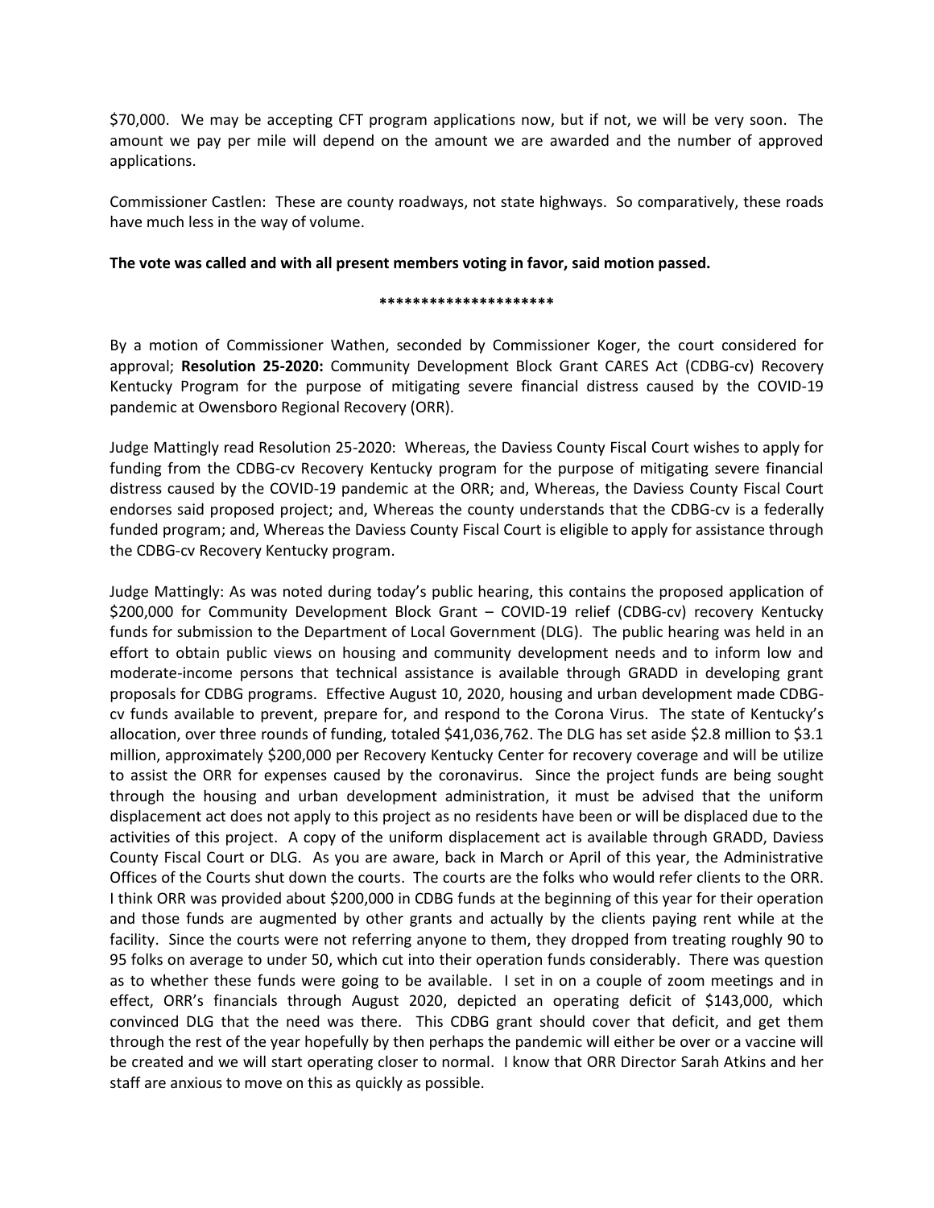$70,000. We may be accepting CFT program applications now, but if not, we will be very soon. The amount we pay per mile will depend on the amount we are awarded and the number of approved applications.

Commissioner Castlen: These are county roadways, not state highways. So comparatively, these roads have much less in the way of volume.

**The vote was called and with all present members voting in favor, said motion passed.**

*********************

By a motion of Commissioner Wathen, seconded by Commissioner Koger, the court considered for approval; **Resolution 25-2020:** Community Development Block Grant CARES Act (CDBG-cv) Recovery Kentucky Program for the purpose of mitigating severe financial distress caused by the COVID-19 pandemic at Owensboro Regional Recovery (ORR).

Judge Mattingly read Resolution 25-2020: Whereas, the Daviess County Fiscal Court wishes to apply for funding from the CDBG-cv Recovery Kentucky program for the purpose of mitigating severe financial distress caused by the COVID-19 pandemic at the ORR; and, Whereas, the Daviess County Fiscal Court endorses said proposed project; and, Whereas the county understands that the CDBG-cv is a federally funded program; and, Whereas the Daviess County Fiscal Court is eligible to apply for assistance through the CDBG-cv Recovery Kentucky program.

Judge Mattingly: As was noted during today's public hearing, this contains the proposed application of $200,000 for Community Development Block Grant – COVID-19 relief (CDBG-cv) recovery Kentucky funds for submission to the Department of Local Government (DLG). The public hearing was held in an effort to obtain public views on housing and community development needs and to inform low and moderate-income persons that technical assistance is available through GRADD in developing grant proposals for CDBG programs. Effective August 10, 2020, housing and urban development made CDBG-cv funds available to prevent, prepare for, and respond to the Corona Virus. The state of Kentucky's allocation, over three rounds of funding, totaled $41,036,762. The DLG has set aside $2.8 million to $3.1 million, approximately $200,000 per Recovery Kentucky Center for recovery coverage and will be utilize to assist the ORR for expenses caused by the coronavirus. Since the project funds are being sought through the housing and urban development administration, it must be advised that the uniform displacement act does not apply to this project as no residents have been or will be displaced due to the activities of this project. A copy of the uniform displacement act is available through GRADD, Daviess County Fiscal Court or DLG. As you are aware, back in March or April of this year, the Administrative Offices of the Courts shut down the courts. The courts are the folks who would refer clients to the ORR. I think ORR was provided about $200,000 in CDBG funds at the beginning of this year for their operation and those funds are augmented by other grants and actually by the clients paying rent while at the facility. Since the courts were not referring anyone to them, they dropped from treating roughly 90 to 95 folks on average to under 50, which cut into their operation funds considerably. There was question as to whether these funds were going to be available. I set in on a couple of zoom meetings and in effect, ORR's financials through August 2020, depicted an operating deficit of $143,000, which convinced DLG that the need was there. This CDBG grant should cover that deficit, and get them through the rest of the year hopefully by then perhaps the pandemic will either be over or a vaccine will be created and we will start operating closer to normal. I know that ORR Director Sarah Atkins and her staff are anxious to move on this as quickly as possible.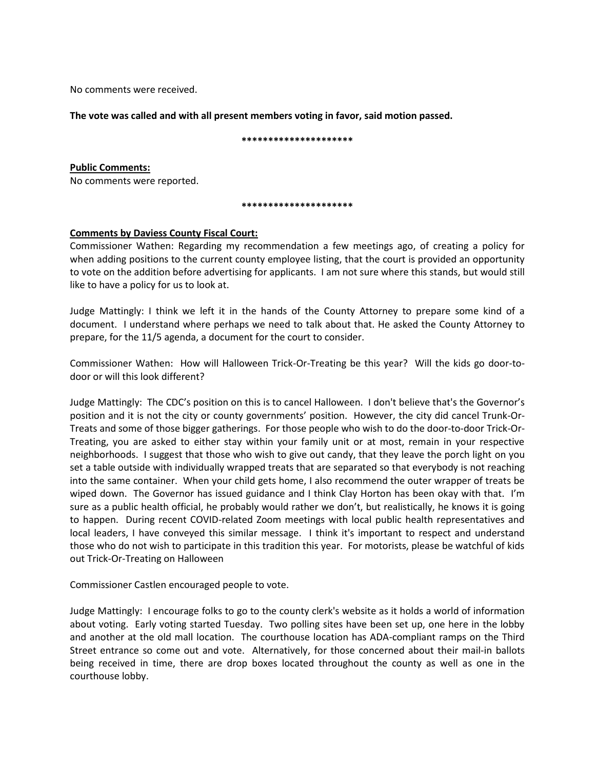No comments were received.

**The vote was called and with all present members voting in favor, said motion passed.**

*********************

**Public Comments:**
No comments were reported.

*********************

**Comments by Daviess County Fiscal Court:**
Commissioner Wathen: Regarding my recommendation a few meetings ago, of creating a policy for when adding positions to the current county employee listing, that the court is provided an opportunity to vote on the addition before advertising for applicants. I am not sure where this stands, but would still like to have a policy for us to look at.

Judge Mattingly: I think we left it in the hands of the County Attorney to prepare some kind of a document. I understand where perhaps we need to talk about that. He asked the County Attorney to prepare, for the 11/5 agenda, a document for the court to consider.

Commissioner Wathen: How will Halloween Trick-Or-Treating be this year? Will the kids go door-to-door or will this look different?

Judge Mattingly: The CDC's position on this is to cancel Halloween. I don't believe that's the Governor's position and it is not the city or county governments' position. However, the city did cancel Trunk-Or-Treats and some of those bigger gatherings. For those people who wish to do the door-to-door Trick-Or-Treating, you are asked to either stay within your family unit or at most, remain in your respective neighborhoods. I suggest that those who wish to give out candy, that they leave the porch light on you set a table outside with individually wrapped treats that are separated so that everybody is not reaching into the same container. When your child gets home, I also recommend the outer wrapper of treats be wiped down. The Governor has issued guidance and I think Clay Horton has been okay with that. I'm sure as a public health official, he probably would rather we don't, but realistically, he knows it is going to happen. During recent COVID-related Zoom meetings with local public health representatives and local leaders, I have conveyed this similar message. I think it's important to respect and understand those who do not wish to participate in this tradition this year. For motorists, please be watchful of kids out Trick-Or-Treating on Halloween

Commissioner Castlen encouraged people to vote.

Judge Mattingly: I encourage folks to go to the county clerk's website as it holds a world of information about voting. Early voting started Tuesday. Two polling sites have been set up, one here in the lobby and another at the old mall location. The courthouse location has ADA-compliant ramps on the Third Street entrance so come out and vote. Alternatively, for those concerned about their mail-in ballots being received in time, there are drop boxes located throughout the county as well as one in the courthouse lobby.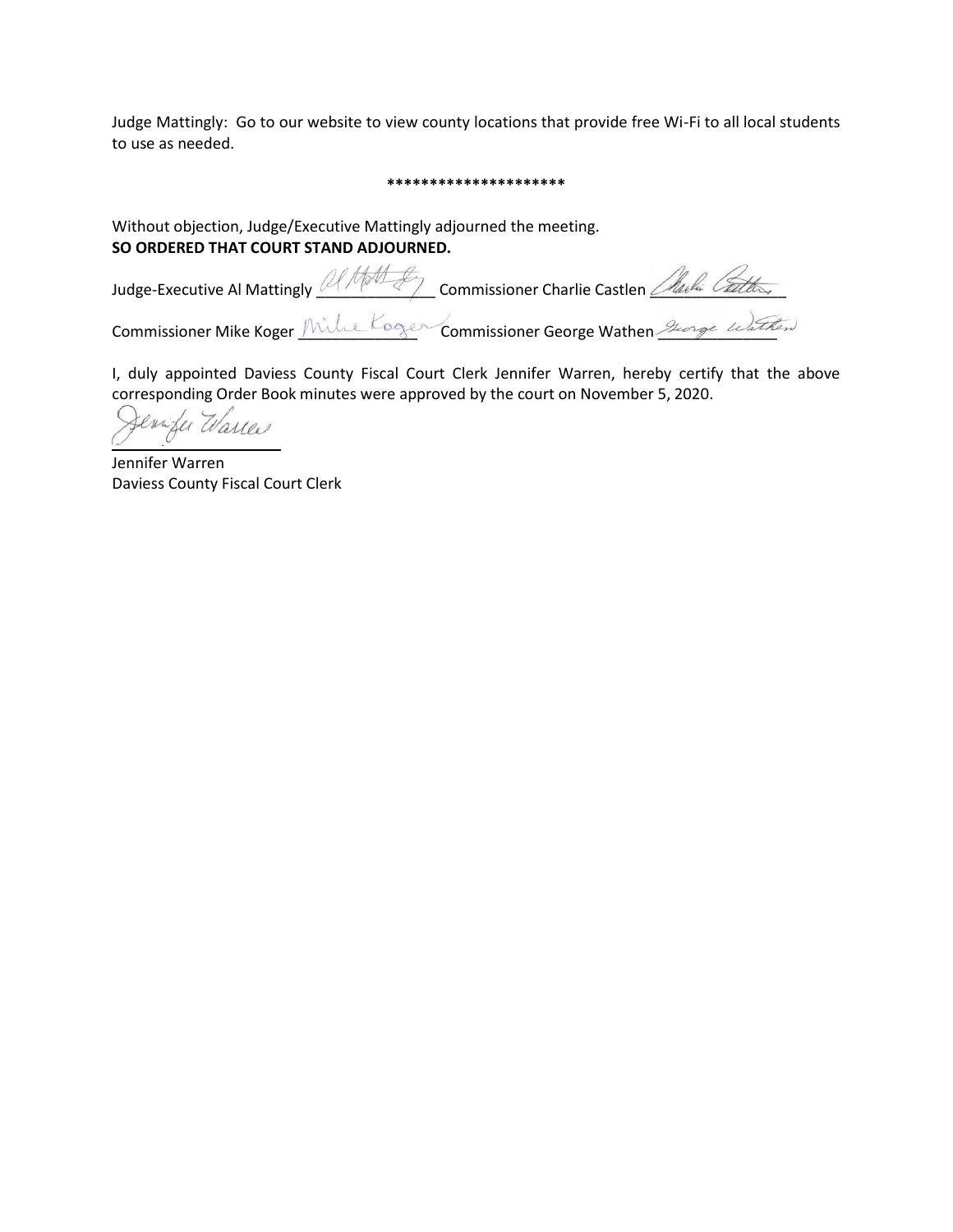Judge Mattingly: Go to our website to view county locations that provide free Wi-Fi to all local students to use as needed.

*********************

Without objection, Judge/Executive Mattingly adjourned the meeting.
**SO ORDERED THAT COURT STAND ADJOURNED.**

Judge-Executive Al Mattingly ______________ Commissioner Charlie Castlen ______________

Commissioner Mike Koger ______________ Commissioner George Wathen ______________

I, duly appointed Daviess County Fiscal Court Clerk Jennifer Warren, hereby certify that the above corresponding Order Book minutes were approved by the court on November 5, 2020.

______________________
Jennifer Warren
Daviess County Fiscal Court Clerk